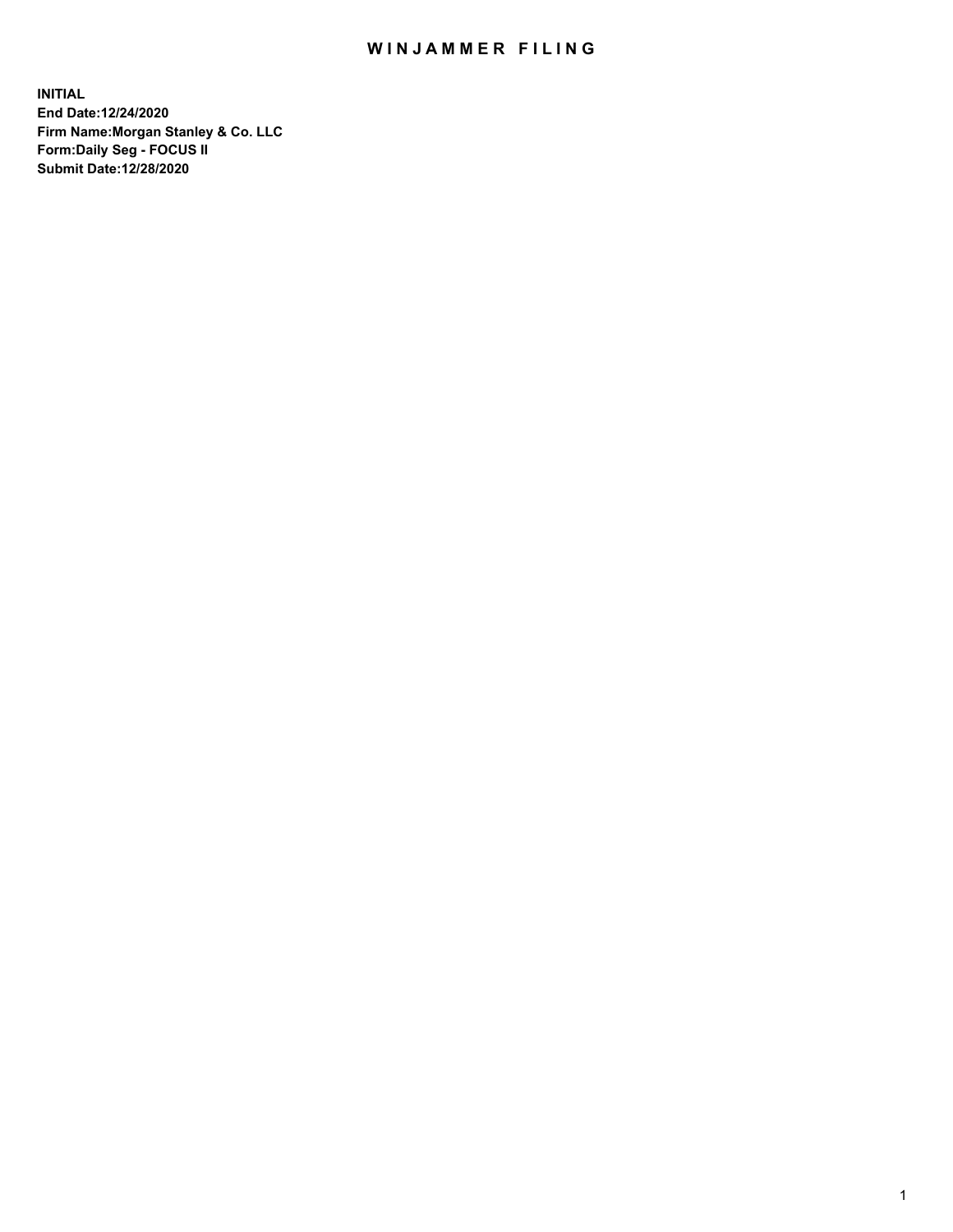# WINJAMMER FILING

**INITIAL**
**End Date:12/24/2020**
**Firm Name:Morgan Stanley & Co. LLC**
**Form:Daily Seg - FOCUS II**
**Submit Date:12/28/2020**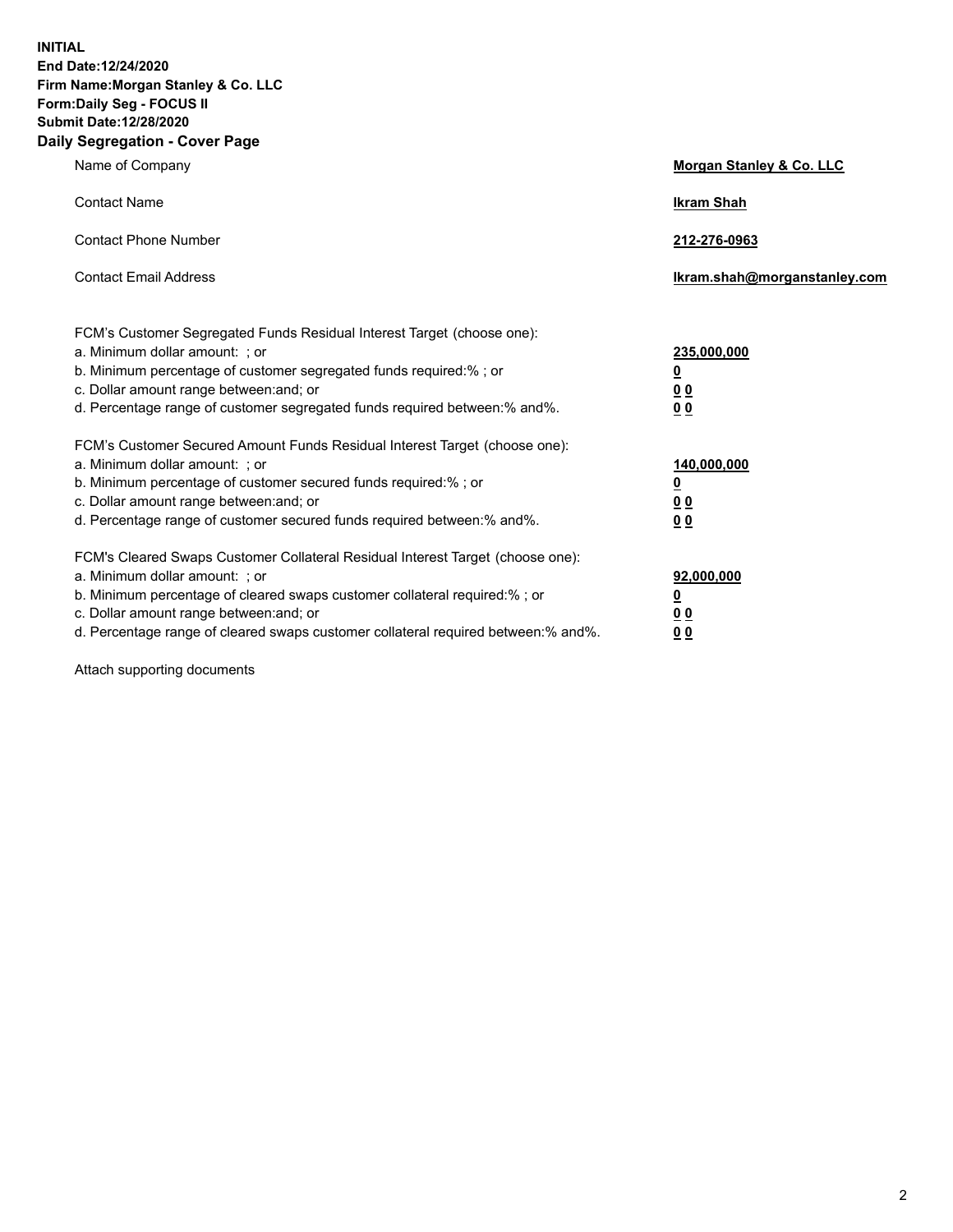**INITIAL**
**End Date:12/24/2020**
**Firm Name:Morgan Stanley & Co. LLC**
**Form:Daily Seg - FOCUS II**
**Submit Date:12/28/2020**
**Daily Segregation - Cover Page**

| | |
|---|---|
| Name of Company | **Morgan Stanley & Co. LLC** |
| Contact Name | **Ikram Shah** |
| Contact Phone Number | **212-276-0963** |
| Contact Email Address | **Ikram.shah@morganstanley.com** |

FCM's Customer Segregated Funds Residual Interest Target (choose one):

| | |
|---|---|
| a. Minimum dollar amount: ; or | **235,000,000** |
| b. Minimum percentage of customer segregated funds required:% ; or | **0** |
| c. Dollar amount range between:and; or | **0 0** |
| d. Percentage range of customer segregated funds required between:% and%. | **0 0** |

FCM's Customer Secured Amount Funds Residual Interest Target (choose one):

| | |
|---|---|
| a. Minimum dollar amount: ; or | **140,000,000** |
| b. Minimum percentage of customer secured funds required:% ; or | **0** |
| c. Dollar amount range between:and; or | **0 0** |
| d. Percentage range of customer secured funds required between:% and%. | **0 0** |

FCM's Cleared Swaps Customer Collateral Residual Interest Target (choose one):

| | |
|---|---|
| a. Minimum dollar amount: ; or | **92,000,000** |
| b. Minimum percentage of cleared swaps customer collateral required:% ; or | **0** |
| c. Dollar amount range between:and; or | **0 0** |
| d. Percentage range of cleared swaps customer collateral required between:% and%. | **0 0** |

Attach supporting documents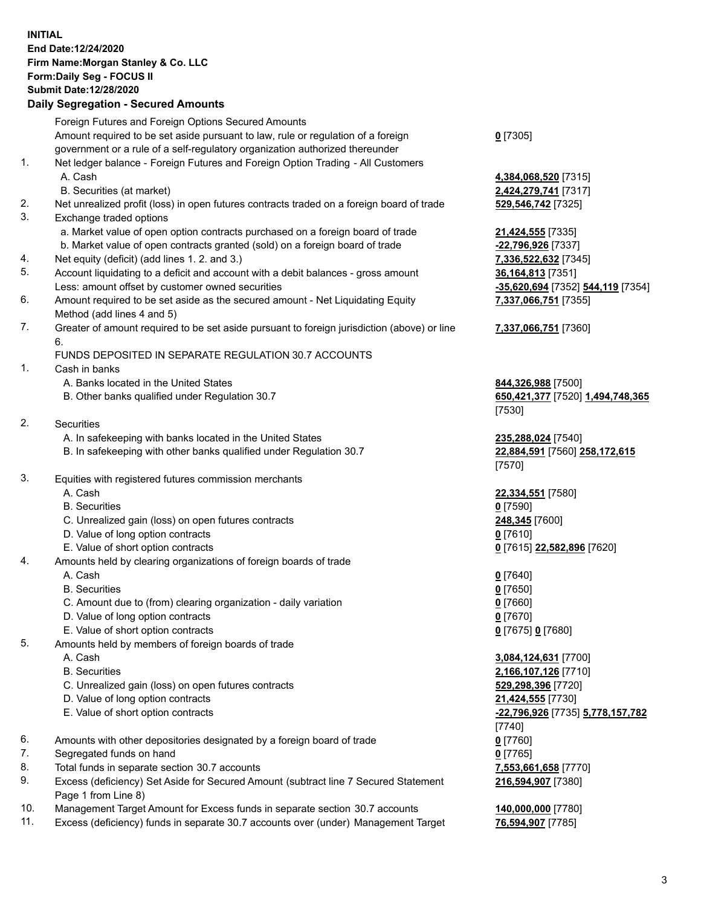**INITIAL**
**End Date:12/24/2020**
**Firm Name:Morgan Stanley & Co. LLC**
**Form:Daily Seg - FOCUS II**
**Submit Date:12/28/2020**

## Daily Segregation - Secured Amounts

| | | |
|---|---|---|
| | Foreign Futures and Foreign Options Secured Amounts | |
| | Amount required to be set aside pursuant to law, rule or regulation of a foreign government or a rule of a self-regulatory organization authorized thereunder | **0** [7305] |
| 1. | Net ledger balance - Foreign Futures and Foreign Option Trading - All Customers | |
| | A. Cash | **4,384,068,520** [7315] |
| | B. Securities (at market) | **2,424,279,741** [7317] |
| 2. | Net unrealized profit (loss) in open futures contracts traded on a foreign board of trade | **529,546,742** [7325] |
| 3. | Exchange traded options | |
| | a. Market value of open option contracts purchased on a foreign board of trade | **21,424,555** [7335] |
| | b. Market value of open contracts granted (sold) on a foreign board of trade | **-22,796,926** [7337] |
| 4. | Net equity (deficit) (add lines 1. 2. and 3.) | **7,336,522,632** [7345] |
| 5. | Account liquidating to a deficit and account with a debit balances - gross amount | **36,164,813** [7351] |
| | Less: amount offset by customer owned securities | **-35,620,694** [7352] **544,119** [7354] |
| 6. | Amount required to be set aside as the secured amount - Net Liquidating Equity Method (add lines 4 and 5) | **7,337,066,751** [7355] |
| 7. | Greater of amount required to be set aside pursuant to foreign jurisdiction (above) or line 6. | **7,337,066,751** [7360] |
| | FUNDS DEPOSITED IN SEPARATE REGULATION 30.7 ACCOUNTS | |
| 1. | Cash in banks | |
| | A. Banks located in the United States | **844,326,988** [7500] |
| | B. Other banks qualified under Regulation 30.7 | **650,421,377** [7520] **1,494,748,365** [7530] |
| 2. | Securities | |
| | A. In safekeeping with banks located in the United States | **235,288,024** [7540] |
| | B. In safekeeping with other banks qualified under Regulation 30.7 | **22,884,591** [7560] **258,172,615** [7570] |
| 3. | Equities with registered futures commission merchants | |
| | A. Cash | **22,334,551** [7580] |
| | B. Securities | **0** [7590] |
| | C. Unrealized gain (loss) on open futures contracts | **248,345** [7600] |
| | D. Value of long option contracts | **0** [7610] |
| | E. Value of short option contracts | **0** [7615] **22,582,896** [7620] |
| 4. | Amounts held by clearing organizations of foreign boards of trade | |
| | A. Cash | **0** [7640] |
| | B. Securities | **0** [7650] |
| | C. Amount due to (from) clearing organization - daily variation | **0** [7660] |
| | D. Value of long option contracts | **0** [7670] |
| | E. Value of short option contracts | **0** [7675] **0** [7680] |
| 5. | Amounts held by members of foreign boards of trade | |
| | A. Cash | **3,084,124,631** [7700] |
| | B. Securities | **2,166,107,126** [7710] |
| | C. Unrealized gain (loss) on open futures contracts | **529,298,396** [7720] |
| | D. Value of long option contracts | **21,424,555** [7730] |
| | E. Value of short option contracts | **-22,796,926** [7735] **5,778,157,782** [7740] |
| 6. | Amounts with other depositories designated by a foreign board of trade | **0** [7760] |
| 7. | Segregated funds on hand | **0** [7765] |
| 8. | Total funds in separate section 30.7 accounts | **7,553,661,658** [7770] |
| 9. | Excess (deficiency) Set Aside for Secured Amount (subtract line 7 Secured Statement Page 1 from Line 8) | **216,594,907** [7380] |
| 10. | Management Target Amount for Excess funds in separate section 30.7 accounts | **140,000,000** [7780] |
| 11. | Excess (deficiency) funds in separate 30.7 accounts over (under) Management Target | **76,594,907** [7785] |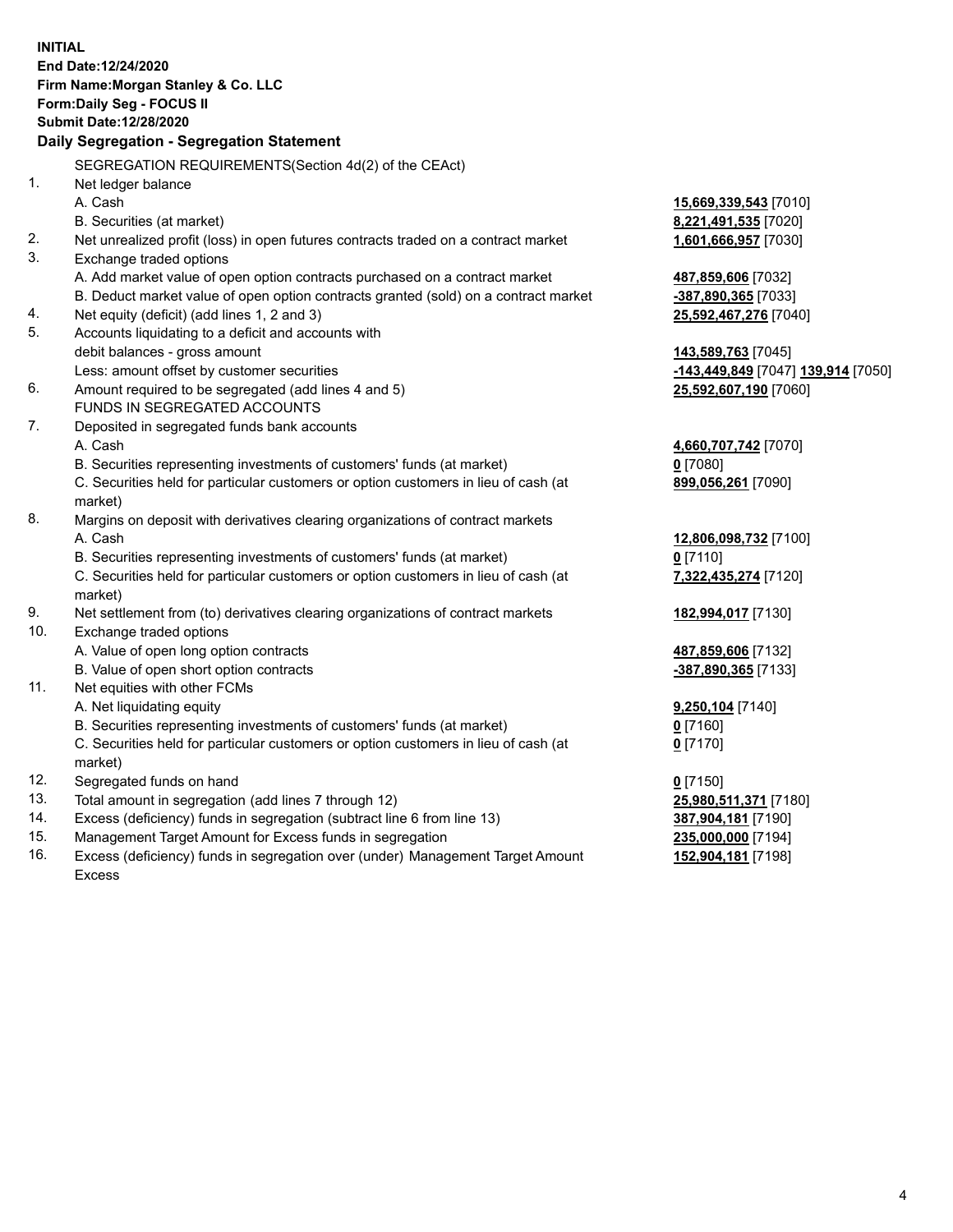**INITIAL**
**End Date:12/24/2020**
**Firm Name:Morgan Stanley & Co. LLC**
**Form:Daily Seg - FOCUS II**
**Submit Date:12/28/2020**

### Daily Segregation - Segregation Statement

SEGREGATION REQUIREMENTS(Section 4d(2) of the CEAct)

| | | |
|---|---|---|
| 1. | Net ledger balance | |
| | A. Cash | **15,669,339,543** [7010] |
| | B. Securities (at market) | **8,221,491,535** [7020] |
| 2. | Net unrealized profit (loss) in open futures contracts traded on a contract market | **1,601,666,957** [7030] |
| 3. | Exchange traded options | |
| | A. Add market value of open option contracts purchased on a contract market | **487,859,606** [7032] |
| | B. Deduct market value of open option contracts granted (sold) on a contract market | **-387,890,365** [7033] |
| 4. | Net equity (deficit) (add lines 1, 2 and 3) | **25,592,467,276** [7040] |
| 5. | Accounts liquidating to a deficit and accounts with | |
| | debit balances - gross amount | **143,589,763** [7045] |
| | Less: amount offset by customer securities | **-143,449,849** [7047] **139,914** [7050] |
| 6. | Amount required to be segregated (add lines 4 and 5) | **25,592,607,190** [7060] |
| | FUNDS IN SEGREGATED ACCOUNTS | |
| 7. | Deposited in segregated funds bank accounts | |
| | A. Cash | **4,660,707,742** [7070] |
| | B. Securities representing investments of customers' funds (at market) | **0** [7080] |
| | C. Securities held for particular customers or option customers in lieu of cash (at market) | **899,056,261** [7090] |
| 8. | Margins on deposit with derivatives clearing organizations of contract markets | |
| | A. Cash | **12,806,098,732** [7100] |
| | B. Securities representing investments of customers' funds (at market) | **0** [7110] |
| | C. Securities held for particular customers or option customers in lieu of cash (at market) | **7,322,435,274** [7120] |
| 9. | Net settlement from (to) derivatives clearing organizations of contract markets | **182,994,017** [7130] |
| 10. | Exchange traded options | |
| | A. Value of open long option contracts | **487,859,606** [7132] |
| | B. Value of open short option contracts | **-387,890,365** [7133] |
| 11. | Net equities with other FCMs | |
| | A. Net liquidating equity | **9,250,104** [7140] |
| | B. Securities representing investments of customers' funds (at market) | **0** [7160] |
| | C. Securities held for particular customers or option customers in lieu of cash (at market) | **0** [7170] |
| 12. | Segregated funds on hand | **0** [7150] |
| 13. | Total amount in segregation (add lines 7 through 12) | **25,980,511,371** [7180] |
| 14. | Excess (deficiency) funds in segregation (subtract line 6 from line 13) | **387,904,181** [7190] |
| 15. | Management Target Amount for Excess funds in segregation | **235,000,000** [7194] |
| 16. | Excess (deficiency) funds in segregation over (under) Management Target Amount Excess | **152,904,181** [7198] |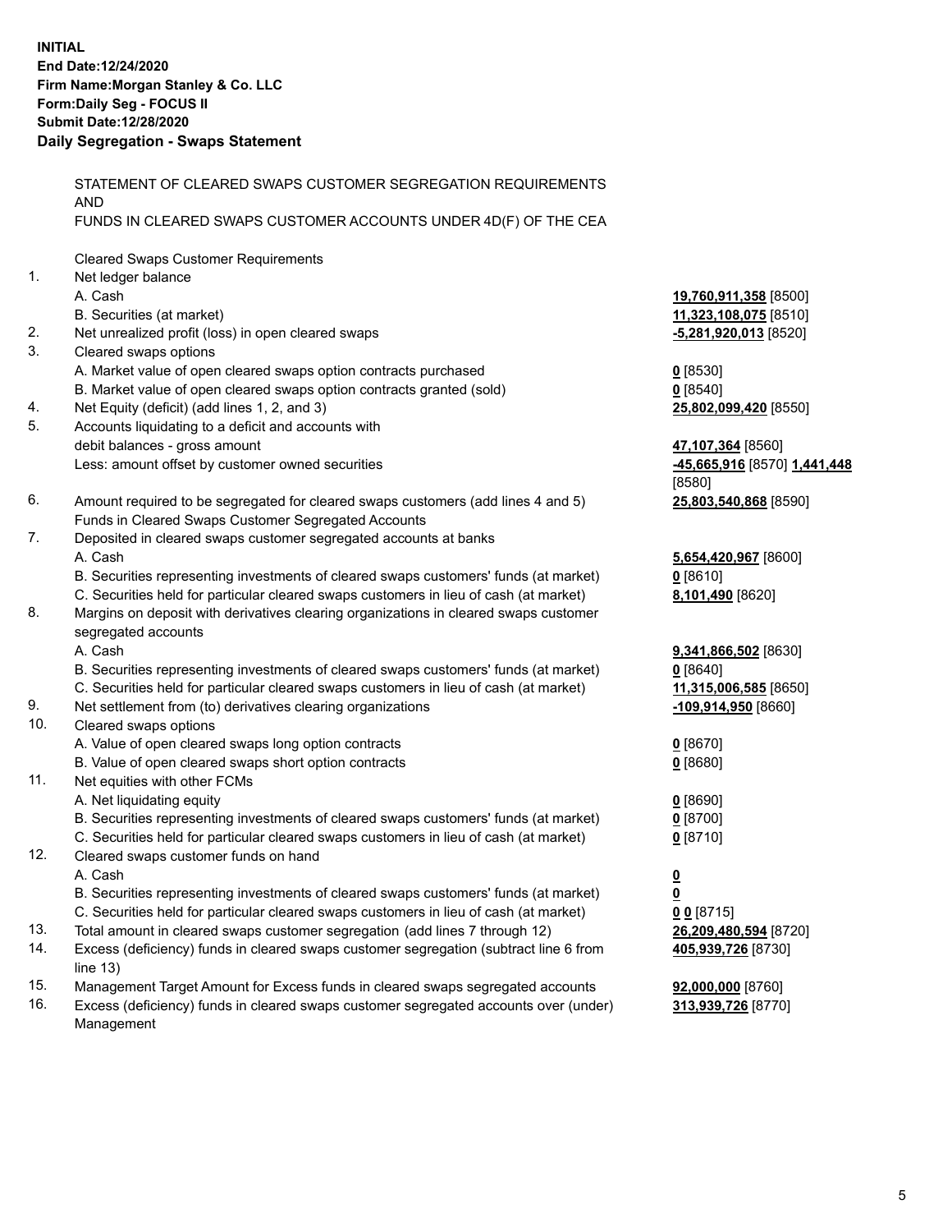**INITIAL**
**End Date:12/24/2020**
**Firm Name:Morgan Stanley & Co. LLC**
**Form:Daily Seg - FOCUS II**
**Submit Date:12/28/2020**
**Daily Segregation - Swaps Statement**

STATEMENT OF CLEARED SWAPS CUSTOMER SEGREGATION REQUIREMENTS AND FUNDS IN CLEARED SWAPS CUSTOMER ACCOUNTS UNDER 4D(F) OF THE CEA

| | | |
|---|---|---|
| | Cleared Swaps Customer Requirements | |
| 1. | Net ledger balance | |
| | A. Cash | **19,760,911,358** [8500] |
| | B. Securities (at market) | **11,323,108,075** [8510] |
| 2. | Net unrealized profit (loss) in open cleared swaps | **-5,281,920,013** [8520] |
| 3. | Cleared swaps options | |
| | A. Market value of open cleared swaps option contracts purchased | **0** [8530] |
| | B. Market value of open cleared swaps option contracts granted (sold) | **0** [8540] |
| 4. | Net Equity (deficit) (add lines 1, 2, and 3) | **25,802,099,420** [8550] |
| 5. | Accounts liquidating to a deficit and accounts with debit balances - gross amount | **47,107,364** [8560] |
| | Less: amount offset by customer owned securities | **-45,665,916** [8570] **1,441,448** [8580] |
| 6. | Amount required to be segregated for cleared swaps customers (add lines 4 and 5) | **25,803,540,868** [8590] |
| | Funds in Cleared Swaps Customer Segregated Accounts | |
| 7. | Deposited in cleared swaps customer segregated accounts at banks | |
| | A. Cash | **5,654,420,967** [8600] |
| | B. Securities representing investments of cleared swaps customers' funds (at market) | **0** [8610] |
| | C. Securities held for particular cleared swaps customers in lieu of cash (at market) | **8,101,490** [8620] |
| 8. | Margins on deposit with derivatives clearing organizations in cleared swaps customer segregated accounts | |
| | A. Cash | **9,341,866,502** [8630] |
| | B. Securities representing investments of cleared swaps customers' funds (at market) | **0** [8640] |
| | C. Securities held for particular cleared swaps customers in lieu of cash (at market) | **11,315,006,585** [8650] |
| 9. | Net settlement from (to) derivatives clearing organizations | **-109,914,950** [8660] |
| 10. | Cleared swaps options | |
| | A. Value of open cleared swaps long option contracts | **0** [8670] |
| | B. Value of open cleared swaps short option contracts | **0** [8680] |
| 11. | Net equities with other FCMs | |
| | A. Net liquidating equity | **0** [8690] |
| | B. Securities representing investments of cleared swaps customers' funds (at market) | **0** [8700] |
| | C. Securities held for particular cleared swaps customers in lieu of cash (at market) | **0** [8710] |
| 12. | Cleared swaps customer funds on hand | |
| | A. Cash | **0** |
| | B. Securities representing investments of cleared swaps customers' funds (at market) | **0** |
| | C. Securities held for particular cleared swaps customers in lieu of cash (at market) | **0** **0** [8715] |
| 13. | Total amount in cleared swaps customer segregation (add lines 7 through 12) | **26,209,480,594** [8720] |
| 14. | Excess (deficiency) funds in cleared swaps customer segregation (subtract line 6 from line 13) | **405,939,726** [8730] |
| 15. | Management Target Amount for Excess funds in cleared swaps segregated accounts | **92,000,000** [8760] |
| 16. | Excess (deficiency) funds in cleared swaps customer segregated accounts over (under) Management | **313,939,726** [8770] |